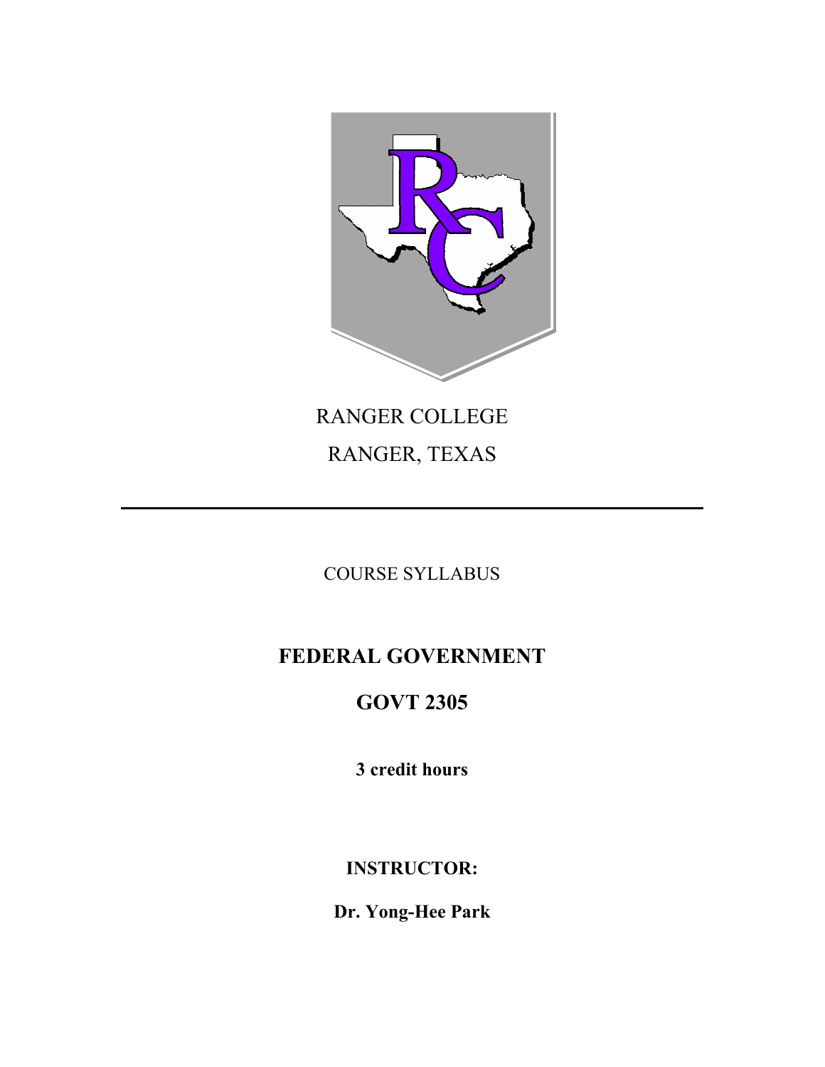RANGER COLLEGE

RANGER, TEXAS

---

COURSE SYLLABUS

# FEDERAL GOVERNMENT

# GOVT 2305

**3 credit hours**

**INSTRUCTOR:**

**Dr. Yong-Hee Park**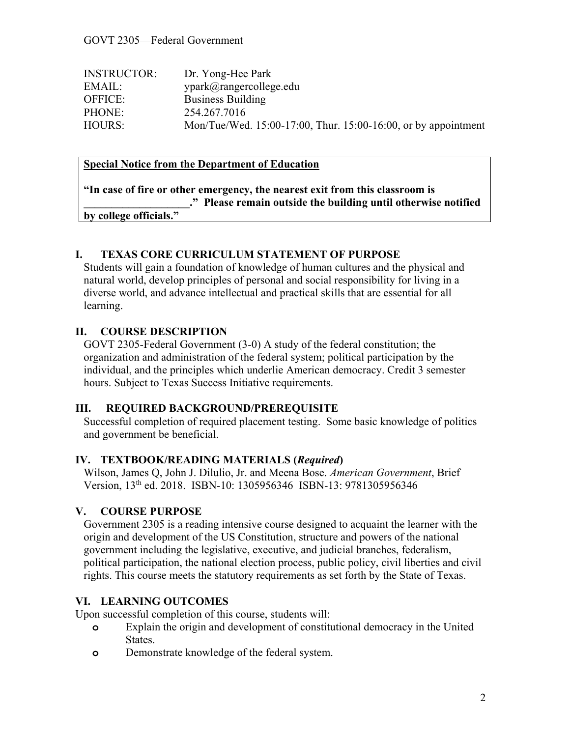GOVT 2305—Federal Government

| | |
|---|---|
| INSTRUCTOR: | Dr. Yong-Hee Park |
| EMAIL: | ypark@rangercollege.edu |
| OFFICE: | Business Building |
| PHONE: | 254.267.7016 |
| HOURS: | Mon/Tue/Wed. 15:00-17:00, Thur. 15:00-16:00, or by appointment |

**Special Notice from the Department of Education**

**"In case of fire or other emergency, the nearest exit from this classroom is \_\_\_\_\_\_\_\_\_\_\_\_\_\_\_\_\_\_\_." Please remain outside the building until otherwise notified by college officials."**

## I. TEXAS CORE CURRICULUM STATEMENT OF PURPOSE

Students will gain a foundation of knowledge of human cultures and the physical and natural world, develop principles of personal and social responsibility for living in a diverse world, and advance intellectual and practical skills that are essential for all learning.

## II. COURSE DESCRIPTION

GOVT 2305-Federal Government (3-0) A study of the federal constitution; the organization and administration of the federal system; political participation by the individual, and the principles which underlie American democracy. Credit 3 semester hours. Subject to Texas Success Initiative requirements.

## III. REQUIRED BACKGROUND/PREREQUISITE

Successful completion of required placement testing. Some basic knowledge of politics and government be beneficial.

## IV. TEXTBOOK/READING MATERIALS (*Required*)

Wilson, James Q, John J. Dilulio, Jr. and Meena Bose. *American Government*, Brief Version, 13th ed. 2018. ISBN-10: 1305956346 ISBN-13: 9781305956346

## V. COURSE PURPOSE

Government 2305 is a reading intensive course designed to acquaint the learner with the origin and development of the US Constitution, structure and powers of the national government including the legislative, executive, and judicial branches, federalism, political participation, the national election process, public policy, civil liberties and civil rights. This course meets the statutory requirements as set forth by the State of Texas.

## VI. LEARNING OUTCOMES

Upon successful completion of this course, students will:

- Explain the origin and development of constitutional democracy in the United States.
- Demonstrate knowledge of the federal system.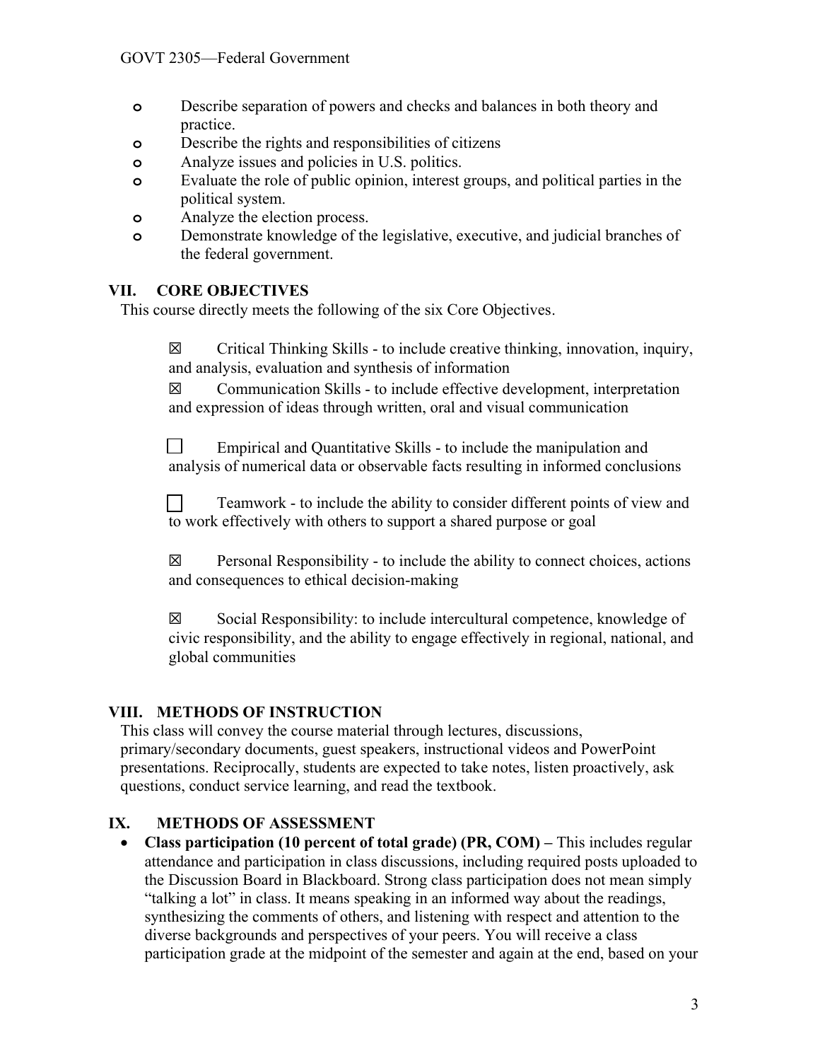- Describe separation of powers and checks and balances in both theory and practice.
- Describe the rights and responsibilities of citizens
- Analyze issues and policies in U.S. politics.
- Evaluate the role of public opinion, interest groups, and political parties in the political system.
- Analyze the election process.
- Demonstrate knowledge of the legislative, executive, and judicial branches of the federal government.

## VII. CORE OBJECTIVES

This course directly meets the following of the six Core Objectives.

☒ Critical Thinking Skills - to include creative thinking, innovation, inquiry, and analysis, evaluation and synthesis of information

☒ Communication Skills - to include effective development, interpretation and expression of ideas through written, oral and visual communication

☐ Empirical and Quantitative Skills - to include the manipulation and analysis of numerical data or observable facts resulting in informed conclusions

☐ Teamwork - to include the ability to consider different points of view and to work effectively with others to support a shared purpose or goal

☒ Personal Responsibility - to include the ability to connect choices, actions and consequences to ethical decision-making

☒ Social Responsibility: to include intercultural competence, knowledge of civic responsibility, and the ability to engage effectively in regional, national, and global communities

## VIII. METHODS OF INSTRUCTION

This class will convey the course material through lectures, discussions, primary/secondary documents, guest speakers, instructional videos and PowerPoint presentations. Reciprocally, students are expected to take notes, listen proactively, ask questions, conduct service learning, and read the textbook.

## IX. METHODS OF ASSESSMENT

- **Class participation (10 percent of total grade) (PR, COM) –** This includes regular attendance and participation in class discussions, including required posts uploaded to the Discussion Board in Blackboard. Strong class participation does not mean simply "talking a lot" in class. It means speaking in an informed way about the readings, synthesizing the comments of others, and listening with respect and attention to the diverse backgrounds and perspectives of your peers. You will receive a class participation grade at the midpoint of the semester and again at the end, based on your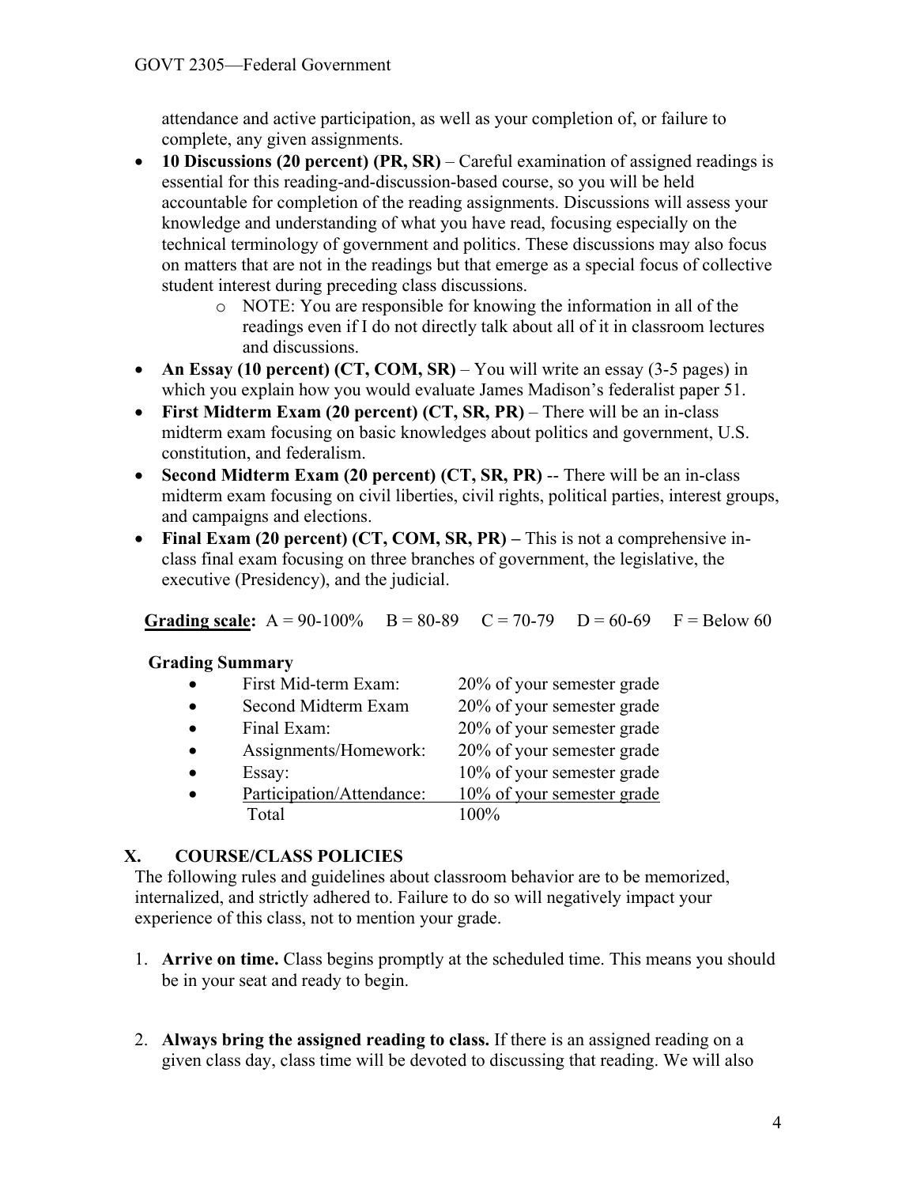attendance and active participation, as well as your completion of, or failure to complete, any given assignments.

- **10 Discussions (20 percent) (PR, SR)** – Careful examination of assigned readings is essential for this reading-and-discussion-based course, so you will be held accountable for completion of the reading assignments. Discussions will assess your knowledge and understanding of what you have read, focusing especially on the technical terminology of government and politics. These discussions may also focus on matters that are not in the readings but that emerge as a special focus of collective student interest during preceding class discussions.
  - NOTE: You are responsible for knowing the information in all of the readings even if I do not directly talk about all of it in classroom lectures and discussions.
- **An Essay (10 percent) (CT, COM, SR)** – You will write an essay (3-5 pages) in which you explain how you would evaluate James Madison's federalist paper 51.
- **First Midterm Exam (20 percent) (CT, SR, PR)** – There will be an in-class midterm exam focusing on basic knowledges about politics and government, U.S. constitution, and federalism.
- **Second Midterm Exam (20 percent) (CT, SR, PR)** -- There will be an in-class midterm exam focusing on civil liberties, civil rights, political parties, interest groups, and campaigns and elections.
- **Final Exam (20 percent) (CT, COM, SR, PR) –** This is not a comprehensive in-class final exam focusing on three branches of government, the legislative, the executive (Presidency), and the judicial.

**Grading scale:** A = 90-100% B = 80-89 C = 70-79 D = 60-69 F = Below 60

**Grading Summary**

| | |
|---|---|
| First Mid-term Exam: | 20% of your semester grade |
| Second Midterm Exam | 20% of your semester grade |
| Final Exam: | 20% of your semester grade |
| Assignments/Homework: | 20% of your semester grade |
| Essay: | 10% of your semester grade |
| Participation/Attendance: | 10% of your semester grade |
| Total | 100% |

## X. COURSE/CLASS POLICIES

The following rules and guidelines about classroom behavior are to be memorized, internalized, and strictly adhered to. Failure to do so will negatively impact your experience of this class, not to mention your grade.

1. **Arrive on time.** Class begins promptly at the scheduled time. This means you should be in your seat and ready to begin.

2. **Always bring the assigned reading to class.** If there is an assigned reading on a given class day, class time will be devoted to discussing that reading. We will also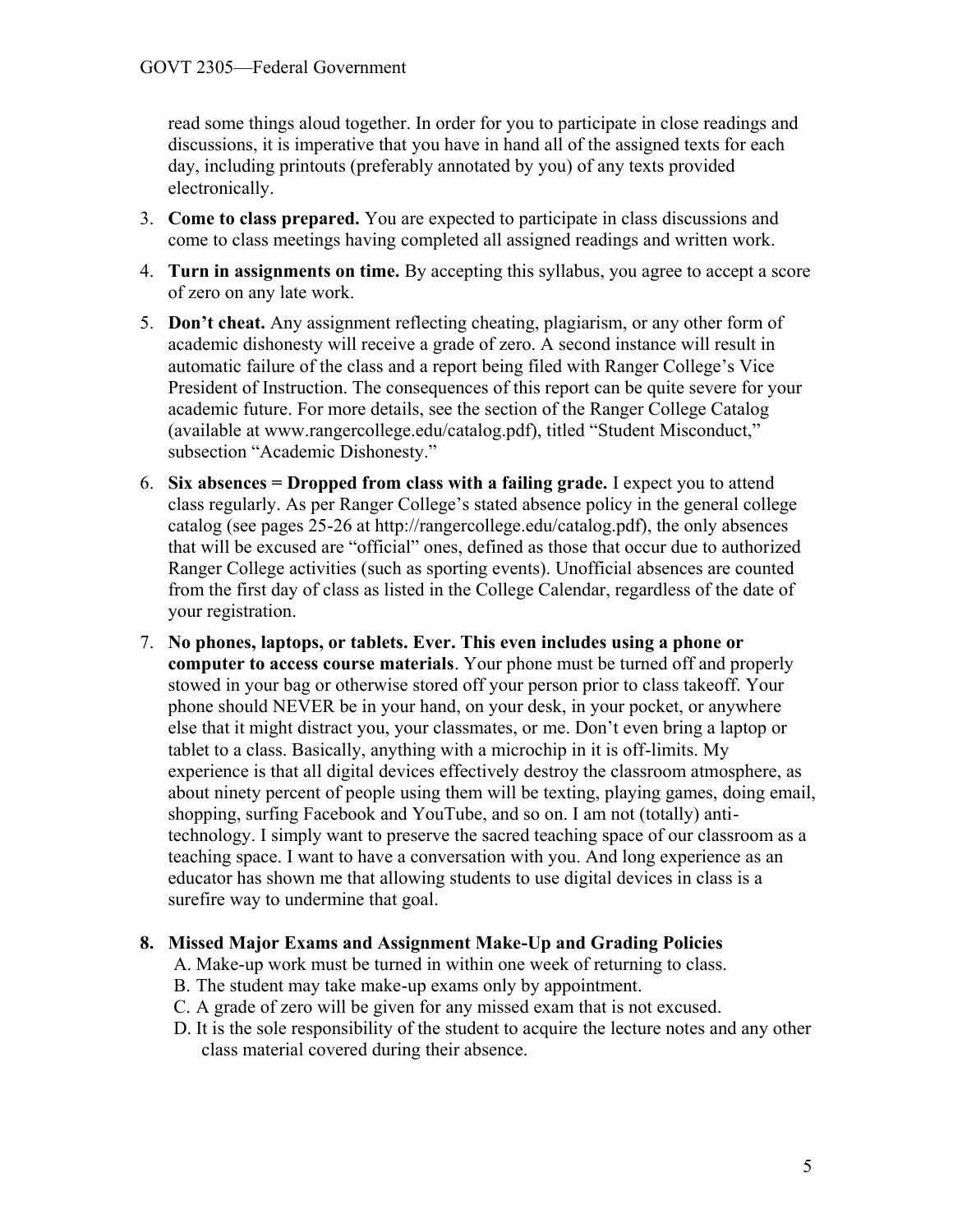read some things aloud together. In order for you to participate in close readings and discussions, it is imperative that you have in hand all of the assigned texts for each day, including printouts (preferably annotated by you) of any texts provided electronically.

3. **Come to class prepared.** You are expected to participate in class discussions and come to class meetings having completed all assigned readings and written work.
4. **Turn in assignments on time.** By accepting this syllabus, you agree to accept a score of zero on any late work.
5. **Don't cheat.** Any assignment reflecting cheating, plagiarism, or any other form of academic dishonesty will receive a grade of zero. A second instance will result in automatic failure of the class and a report being filed with Ranger College's Vice President of Instruction. The consequences of this report can be quite severe for your academic future. For more details, see the section of the Ranger College Catalog (available at www.rangercollege.edu/catalog.pdf), titled "Student Misconduct," subsection "Academic Dishonesty."
6. **Six absences = Dropped from class with a failing grade.** I expect you to attend class regularly. As per Ranger College's stated absence policy in the general college catalog (see pages 25-26 at http://rangercollege.edu/catalog.pdf), the only absences that will be excused are "official" ones, defined as those that occur due to authorized Ranger College activities (such as sporting events). Unofficial absences are counted from the first day of class as listed in the College Calendar, regardless of the date of your registration.
7. **No phones, laptops, or tablets. Ever. This even includes using a phone or computer to access course materials**. Your phone must be turned off and properly stowed in your bag or otherwise stored off your person prior to class takeoff. Your phone should NEVER be in your hand, on your desk, in your pocket, or anywhere else that it might distract you, your classmates, or me. Don't even bring a laptop or tablet to a class. Basically, anything with a microchip in it is off-limits. My experience is that all digital devices effectively destroy the classroom atmosphere, as about ninety percent of people using them will be texting, playing games, doing email, shopping, surfing Facebook and YouTube, and so on. I am not (totally) anti-technology. I simply want to preserve the sacred teaching space of our classroom as a teaching space. I want to have a conversation with you. And long experience as an educator has shown me that allowing students to use digital devices in class is a surefire way to undermine that goal.
8. **Missed Major Exams and Assignment Make-Up and Grading Policies**
   A. Make-up work must be turned in within one week of returning to class.
   B. The student may take make-up exams only by appointment.
   C. A grade of zero will be given for any missed exam that is not excused.
   D. It is the sole responsibility of the student to acquire the lecture notes and any other class material covered during their absence.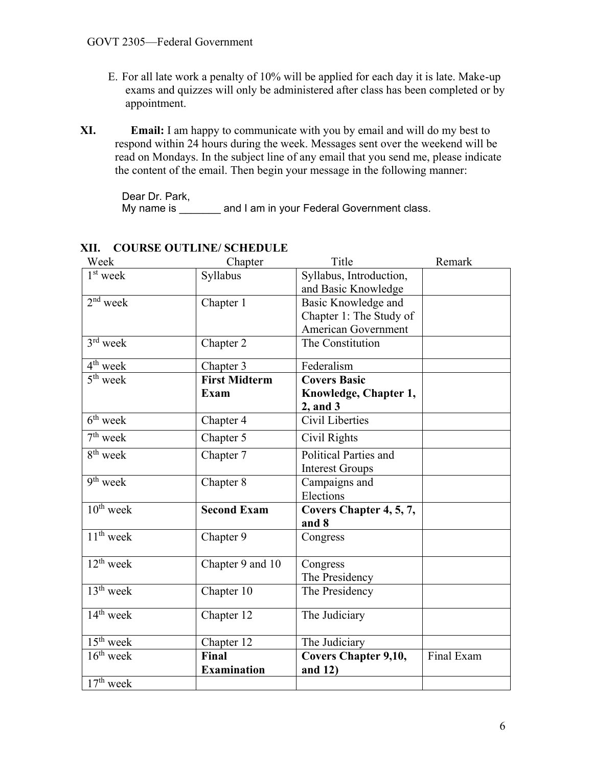E. For all late work a penalty of 10% will be applied for each day it is late. Make-up exams and quizzes will only be administered after class has been completed or by appointment.

**XI. Email:** I am happy to communicate with you by email and will do my best to respond within 24 hours during the week. Messages sent over the weekend will be read on Mondays. In the subject line of any email that you send me, please indicate the content of the email. Then begin your message in the following manner:

Dear Dr. Park,
My name is _______ and I am in your Federal Government class.

## XII. COURSE OUTLINE/ SCHEDULE

| Week | Chapter | Title | Remark |
|---|---|---|---|
| 1st week | Syllabus | Syllabus, Introduction, and Basic Knowledge | |
| 2nd week | Chapter 1 | Basic Knowledge and Chapter 1: The Study of American Government | |
| 3rd week | Chapter 2 | The Constitution | |
| 4th week | Chapter 3 | Federalism | |
| 5th week | **First Midterm Exam** | **Covers Basic Knowledge, Chapter 1, 2, and 3** | |
| 6th week | Chapter 4 | Civil Liberties | |
| 7th week | Chapter 5 | Civil Rights | |
| 8th week | Chapter 7 | Political Parties and Interest Groups | |
| 9th week | Chapter 8 | Campaigns and Elections | |
| 10th week | **Second Exam** | **Covers Chapter 4, 5, 7, and 8** | |
| 11th week | Chapter 9 | Congress | |
| 12th week | Chapter 9 and 10 | Congress The Presidency | |
| 13th week | Chapter 10 | The Presidency | |
| 14th week | Chapter 12 | The Judiciary | |
| 15th week | Chapter 12 | The Judiciary | |
| 16th week | **Final Examination** | **Covers Chapter 9,10, and 12)** | Final Exam |
| 17th week | | | |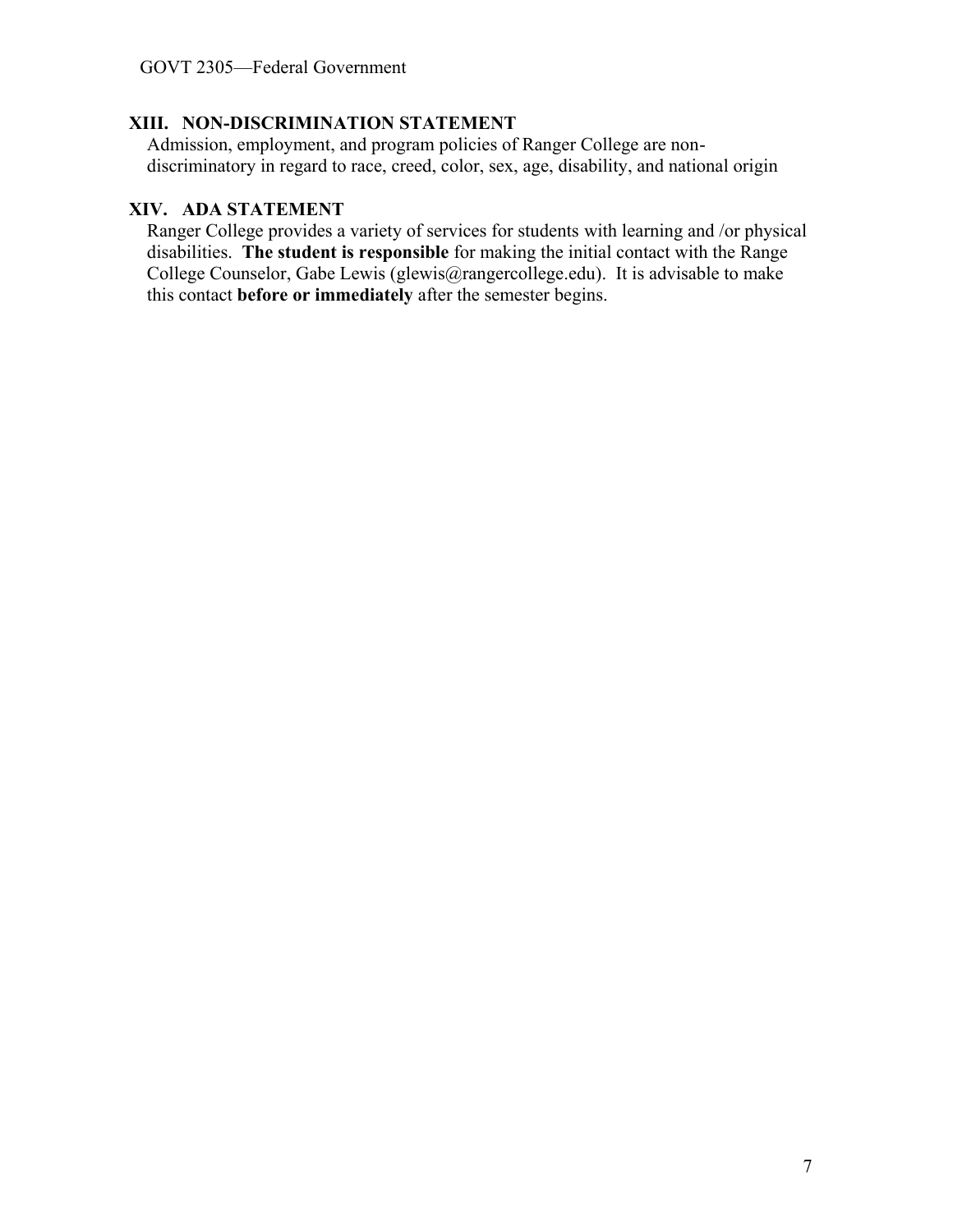## XIII. NON-DISCRIMINATION STATEMENT

Admission, employment, and program policies of Ranger College are non-discriminatory in regard to race, creed, color, sex, age, disability, and national origin

## XIV. ADA STATEMENT

Ranger College provides a variety of services for students with learning and /or physical disabilities. **The student is responsible** for making the initial contact with the Range College Counselor, Gabe Lewis (glewis@rangercollege.edu). It is advisable to make this contact **before or immediately** after the semester begins.